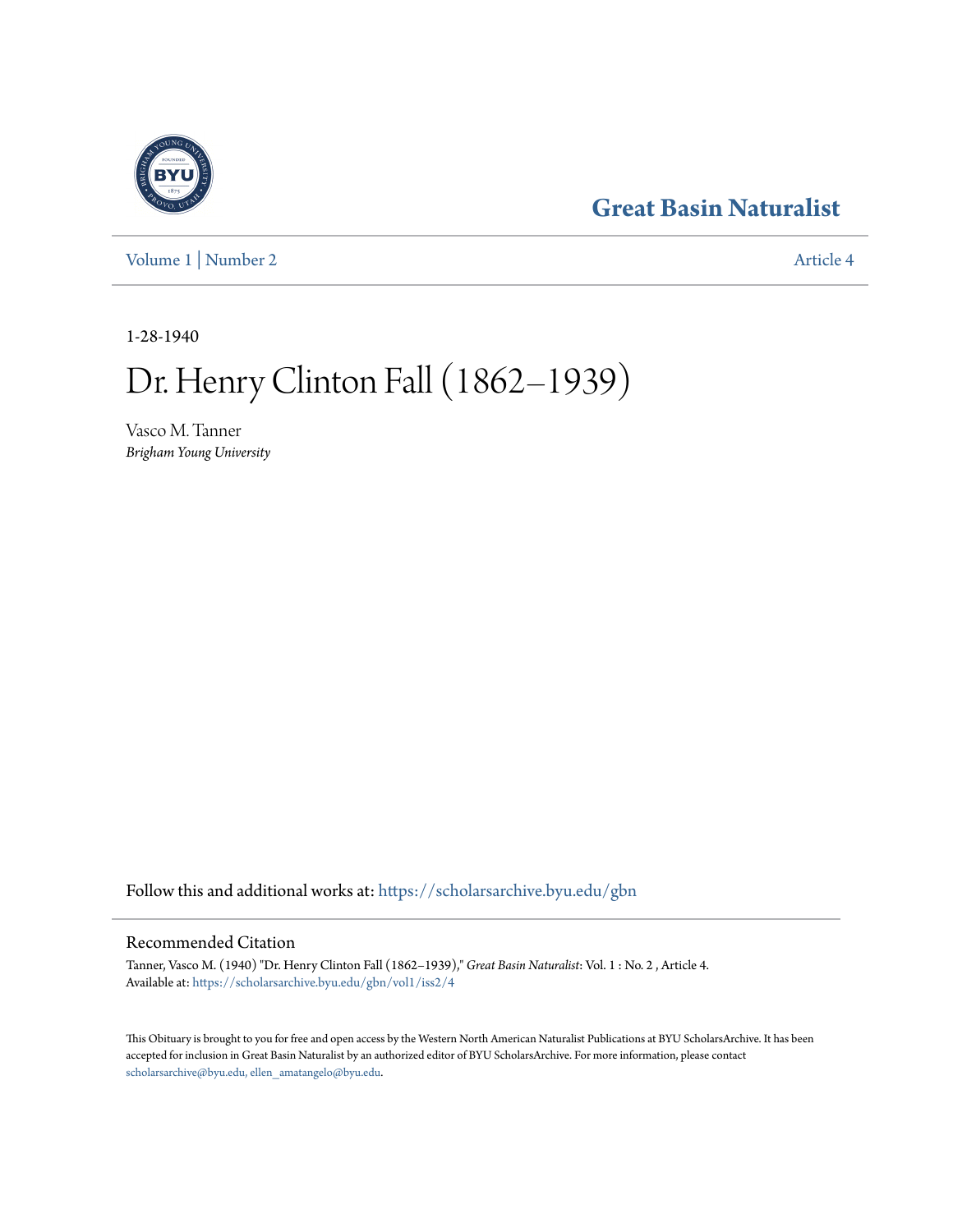# Great Basin Naturalist

Volume 1 | Number 2 — Article 4

1-28-1940

# Dr. Henry Clinton Fall (1862–1939)

Vasco M. Tanner
*Brigham Young University*

Follow this and additional works at: https://scholarsarchive.byu.edu/gbn

## Recommended Citation

Tanner, Vasco M. (1940) "Dr. Henry Clinton Fall (1862–1939)," *Great Basin Naturalist*: Vol. 1 : No. 2 , Article 4.
Available at: https://scholarsarchive.byu.edu/gbn/vol1/iss2/4

This Obituary is brought to you for free and open access by the Western North American Naturalist Publications at BYU ScholarsArchive. It has been accepted for inclusion in Great Basin Naturalist by an authorized editor of BYU ScholarsArchive. For more information, please contact scholarsarchive@byu.edu, ellen_amatangelo@byu.edu.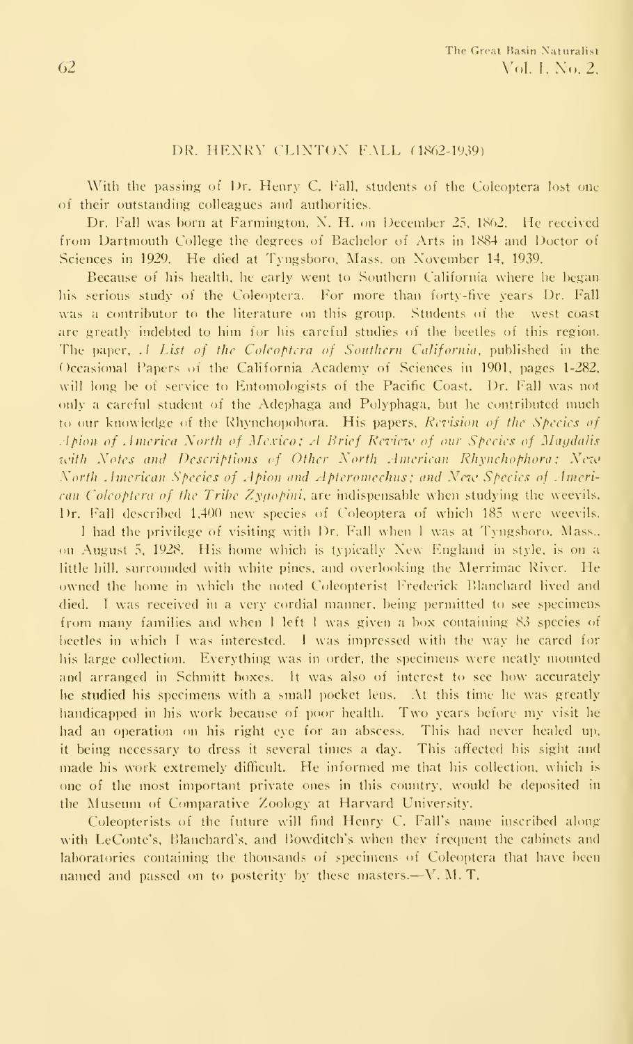## DR. HENRY CLINTON FALL (1862-1939)

With the passing of Dr. Henry C. Fall, students of the Coleoptera lost one of their outstanding colleagues and authorities.

Dr. Fall was born at Farmington, N. H. on December 25, 1862. He received from Dartmouth College the degrees of Bachelor of Arts in 1884 and Doctor of Sciences in 1929. He died at Tyngsboro, Mass. on November 14, 1939.

Because of his health, he early went to Southern California where he began his serious study of the Coleoptera. For more than forty-five years Dr. Fall was a contributor to the literature on this group. Students of the west coast are greatly indebted to him for his careful studies of the beetles of this region. The paper, *A List of the Coleoptera of Southern California*, published in the Occasional Papers of the California Academy of Sciences in 1901, pages 1-282, will long be of service to Entomologists of the Pacific Coast. Dr. Fall was not only a careful student of the Adephaga and Polyphaga, but he contributed much to our knowledge of the Rhynchopohora. His papers, *Revision of the Species of Apion of America North of Mexico; A Brief Review of our Species of Magdalis with Notes and Descriptions of Other North American Rhynchophora; New North American Species of Apion and Apteromechus; and New Species of American Coleoptera of the Tribe Zygopini*, are indispensable when studying the weevils. Dr. Fall described 1,400 new species of Coleoptera of which 185 were weevils.

I had the privilege of visiting with Dr. Fall when I was at Tyngsboro, Mass., on August 5, 1928. His home which is typically New England in style, is on a little hill, surrounded with white pines, and overlooking the Merrimac River. He owned the home in which the noted Coleopterist Frederick Blanchard lived and died. I was received in a very cordial manner, being permitted to see specimens from many families and when I left I was given a box containing 83 species of beetles in which I was interested. I was impressed with the way he cared for his large collection. Everything was in order, the specimens were neatly mounted and arranged in Schmitt boxes. It was also of interest to see how accurately he studied his specimens with a small pocket lens. At this time he was greatly handicapped in his work because of poor health. Two years before my visit he had an operation on his right eye for an abscess. This had never healed up, it being necessary to dress it several times a day. This affected his sight and made his work extremely difficult. He informed me that his collection, which is one of the most important private ones in this country, would be deposited in the Museum of Comparative Zoology at Harvard University.

Coleopterists of the future will find Henry C. Fall's name inscribed along with LeConte's, Blanchard's, and Bowditch's when they frequent the cabinets and laboratories containing the thousands of specimens of Coleoptera that have been named and passed on to posterity by these masters.—V. M. T.